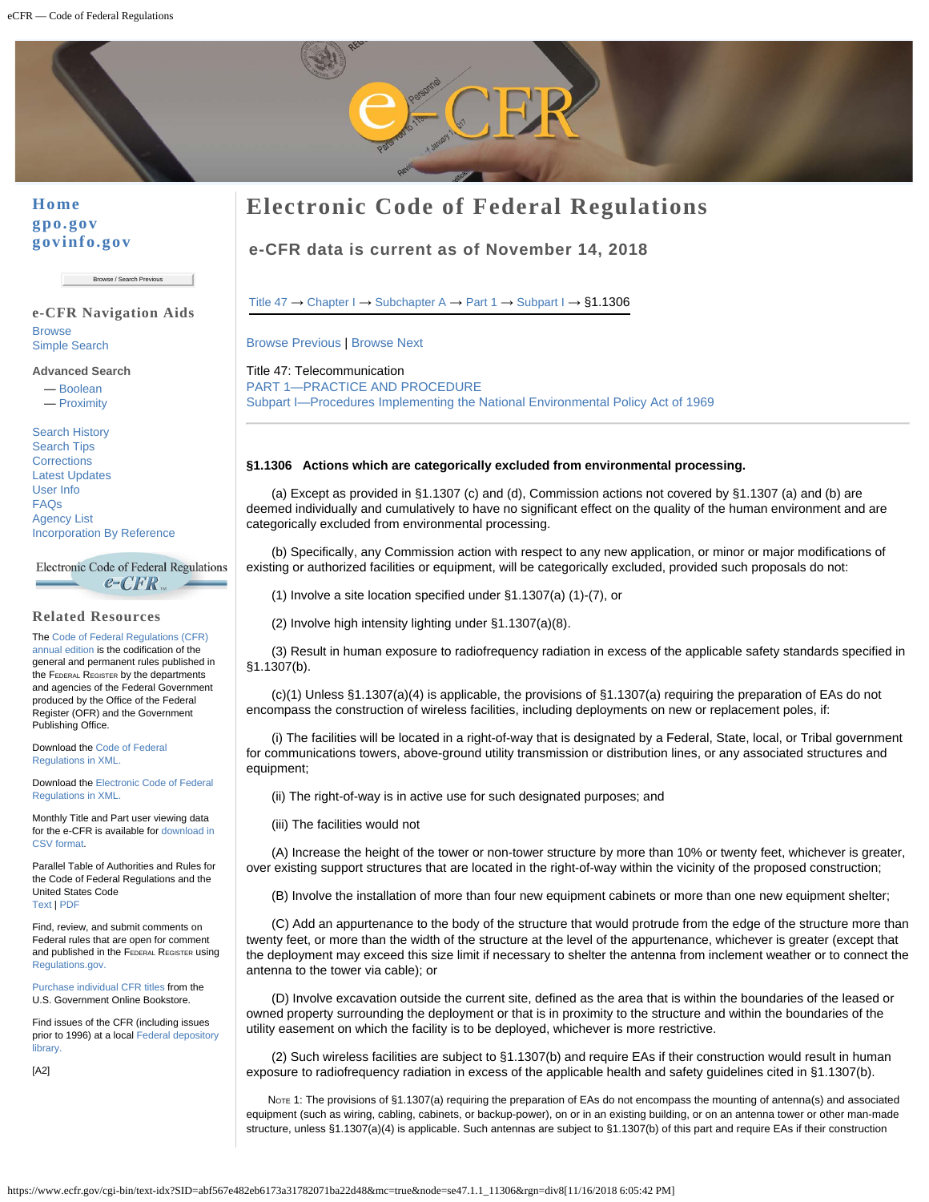Home
gpo.gov
govinfo.gov

Browse / Search Previous

## e-CFR Navigation Aids

Browse
Simple Search

Advanced Search
— Boolean
— Proximity

Search History
Search Tips
Corrections
Latest Updates
User Info
FAQs
Agency List
Incorporation By Reference

## Related Resources

The Code of Federal Regulations (CFR) annual edition is the codification of the general and permanent rules published in the Federal Register by the departments and agencies of the Federal Government produced by the Office of the Federal Register (OFR) and the Government Publishing Office.

Download the Code of Federal Regulations in XML.

Download the Electronic Code of Federal Regulations in XML.

Monthly Title and Part user viewing data for the e-CFR is available for download in CSV format.

Parallel Table of Authorities and Rules for the Code of Federal Regulations and the United States Code
Text | PDF

Find, review, and submit comments on Federal rules that are open for comment and published in the Federal Register using Regulations.gov.

Purchase individual CFR titles from the U.S. Government Online Bookstore.

Find issues of the CFR (including issues prior to 1996) at a local Federal depository library.

[A2]

# Electronic Code of Federal Regulations

## e-CFR data is current as of November 14, 2018

Title 47 → Chapter I → Subchapter A → Part 1 → Subpart I → §1.1306

Browse Previous | Browse Next

Title 47: Telecommunication
PART 1—PRACTICE AND PROCEDURE
Subpart I—Procedures Implementing the National Environmental Policy Act of 1969

**§1.1306 Actions which are categorically excluded from environmental processing.**

(a) Except as provided in §1.1307 (c) and (d), Commission actions not covered by §1.1307 (a) and (b) are deemed individually and cumulatively to have no significant effect on the quality of the human environment and are categorically excluded from environmental processing.

(b) Specifically, any Commission action with respect to any new application, or minor or major modifications of existing or authorized facilities or equipment, will be categorically excluded, provided such proposals do not:

(1) Involve a site location specified under §1.1307(a) (1)-(7), or

(2) Involve high intensity lighting under §1.1307(a)(8).

(3) Result in human exposure to radiofrequency radiation in excess of the applicable safety standards specified in §1.1307(b).

(c)(1) Unless §1.1307(a)(4) is applicable, the provisions of §1.1307(a) requiring the preparation of EAs do not encompass the construction of wireless facilities, including deployments on new or replacement poles, if:

(i) The facilities will be located in a right-of-way that is designated by a Federal, State, local, or Tribal government for communications towers, above-ground utility transmission or distribution lines, or any associated structures and equipment;

(ii) The right-of-way is in active use for such designated purposes; and

(iii) The facilities would not

(A) Increase the height of the tower or non-tower structure by more than 10% or twenty feet, whichever is greater, over existing support structures that are located in the right-of-way within the vicinity of the proposed construction;

(B) Involve the installation of more than four new equipment cabinets or more than one new equipment shelter;

(C) Add an appurtenance to the body of the structure that would protrude from the edge of the structure more than twenty feet, or more than the width of the structure at the level of the appurtenance, whichever is greater (except that the deployment may exceed this size limit if necessary to shelter the antenna from inclement weather or to connect the antenna to the tower via cable); or

(D) Involve excavation outside the current site, defined as the area that is within the boundaries of the leased or owned property surrounding the deployment or that is in proximity to the structure and within the boundaries of the utility easement on which the facility is to be deployed, whichever is more restrictive.

(2) Such wireless facilities are subject to §1.1307(b) and require EAs if their construction would result in human exposure to radiofrequency radiation in excess of the applicable health and safety guidelines cited in §1.1307(b).

Note 1: The provisions of §1.1307(a) requiring the preparation of EAs do not encompass the mounting of antenna(s) and associated equipment (such as wiring, cabling, cabinets, or backup-power), on or in an existing building, or on an antenna tower or other man-made structure, unless §1.1307(a)(4) is applicable. Such antennas are subject to §1.1307(b) of this part and require EAs if their construction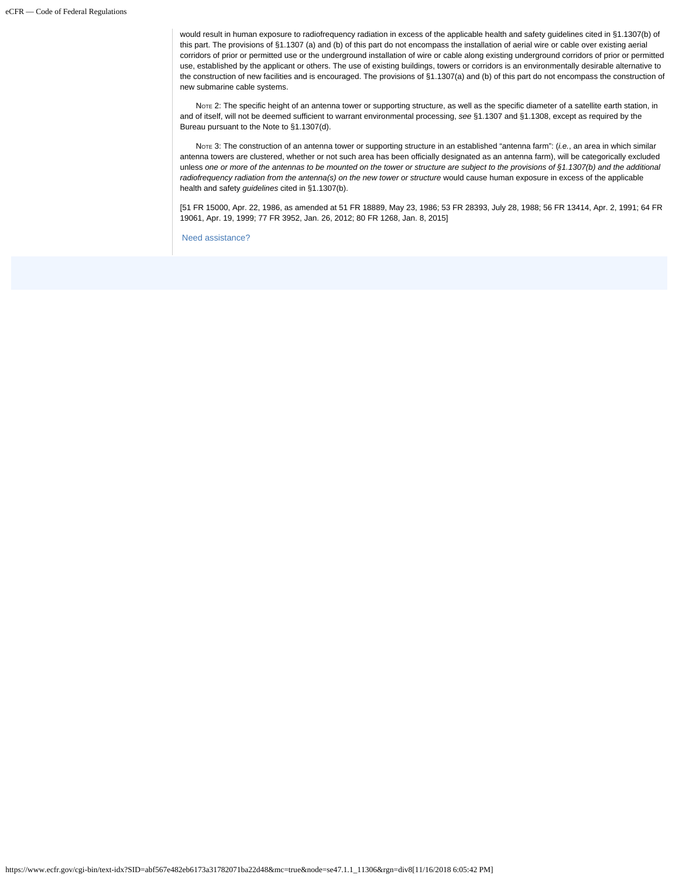would result in human exposure to radiofrequency radiation in excess of the applicable health and safety guidelines cited in §1.1307(b) of this part. The provisions of §1.1307 (a) and (b) of this part do not encompass the installation of aerial wire or cable over existing aerial corridors of prior or permitted use or the underground installation of wire or cable along existing underground corridors of prior or permitted use, established by the applicant or others. The use of existing buildings, towers or corridors is an environmentally desirable alternative to the construction of new facilities and is encouraged. The provisions of §1.1307(a) and (b) of this part do not encompass the construction of new submarine cable systems.

Note 2: The specific height of an antenna tower or supporting structure, as well as the specific diameter of a satellite earth station, in and of itself, will not be deemed sufficient to warrant environmental processing, *see* §1.1307 and §1.1308, except as required by the Bureau pursuant to the Note to §1.1307(d).

Note 3: The construction of an antenna tower or supporting structure in an established "antenna farm": (*i.e.*, an area in which similar antenna towers are clustered, whether or not such area has been officially designated as an antenna farm), will be categorically excluded unless *one or more of the antennas to be mounted on the tower or structure are subject to the provisions of §1.1307(b) and the additional radiofrequency radiation from the antenna(s) on the new tower or structure* would cause human exposure in excess of the applicable health and safety *guidelines* cited in §1.1307(b).

[51 FR 15000, Apr. 22, 1986, as amended at 51 FR 18889, May 23, 1986; 53 FR 28393, July 28, 1988; 56 FR 13414, Apr. 2, 1991; 64 FR 19061, Apr. 19, 1999; 77 FR 3952, Jan. 26, 2012; 80 FR 1268, Jan. 8, 2015]

Need assistance?